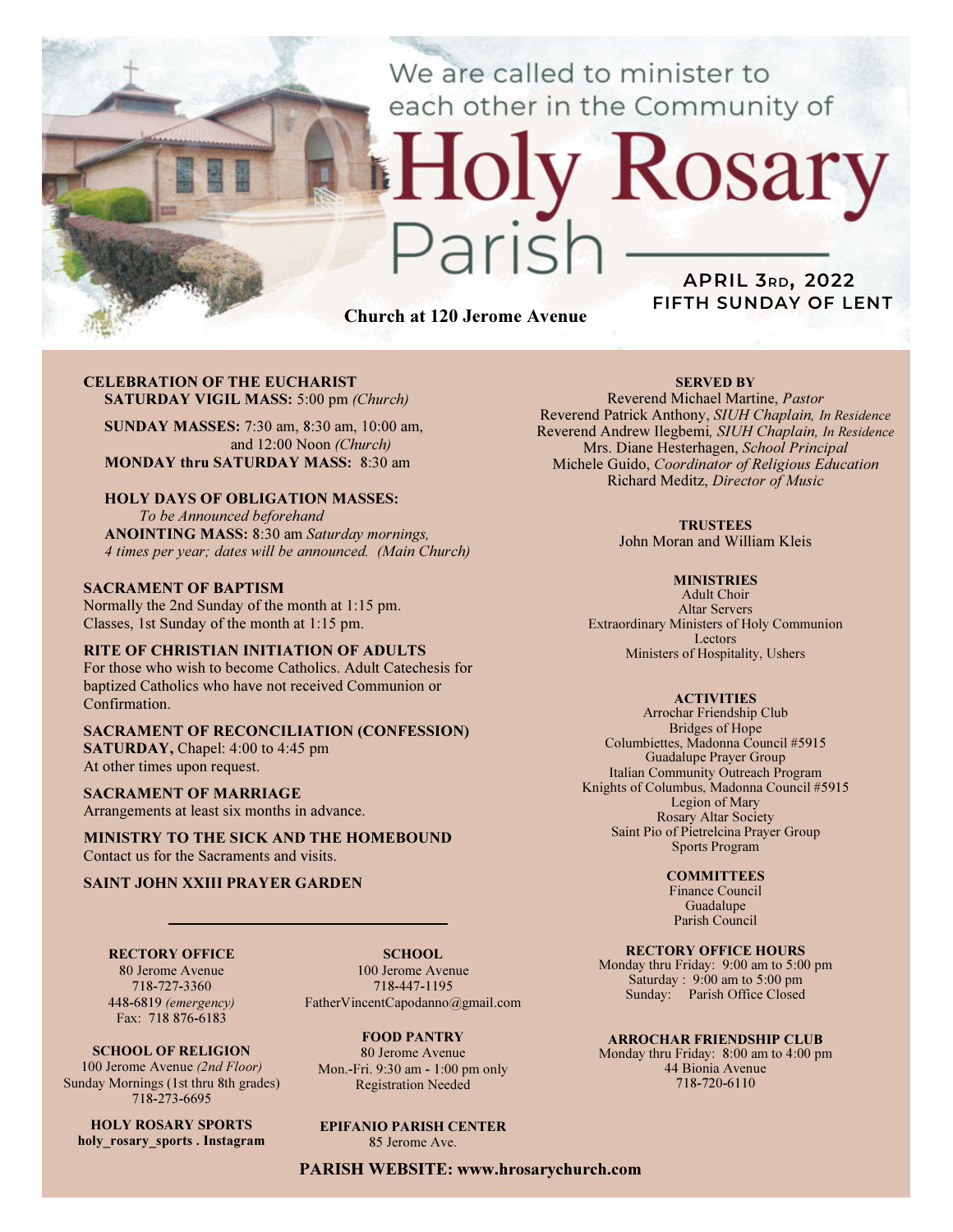We are called to minister to each other in the Community of

# Holy Rosary Parish

**APRIL 3RD, 2022**
**FIFTH SUNDAY OF LENT**

**Church at 120 Jerome Avenue**

**CELEBRATION OF THE EUCHARIST**

**SATURDAY VIGIL MASS:** 5:00 pm *(Church)*

**SUNDAY MASSES:** 7:30 am, 8:30 am, 10:00 am, and 12:00 Noon *(Church)*

**MONDAY thru SATURDAY MASS:** 8:30 am

**HOLY DAYS OF OBLIGATION MASSES:**
*To be Announced beforehand*

**ANOINTING MASS:** 8:30 am *Saturday mornings, 4 times per year; dates will be announced. (Main Church)*

**SACRAMENT OF BAPTISM**
Normally the 2nd Sunday of the month at 1:15 pm.
Classes, 1st Sunday of the month at 1:15 pm.

**RITE OF CHRISTIAN INITIATION OF ADULTS**
For those who wish to become Catholics. Adult Catechesis for baptized Catholics who have not received Communion or Confirmation.

**SACRAMENT OF RECONCILIATION (CONFESSION)**
**SATURDAY,** Chapel: 4:00 to 4:45 pm
At other times upon request.

**SACRAMENT OF MARRIAGE**
Arrangements at least six months in advance.

**MINISTRY TO THE SICK AND THE HOMEBOUND**
Contact us for the Sacraments and visits.

**SAINT JOHN XXIII PRAYER GARDEN**

---

**RECTORY OFFICE**
80 Jerome Avenue
718-727-3360
448-6819 *(emergency)*
Fax: 718 876-6183

**SCHOOL**
100 Jerome Avenue
718-447-1195
FatherVincentCapodanno@gmail.com

**SCHOOL OF RELIGION**
100 Jerome Avenue *(2nd Floor)*
Sunday Mornings (1st thru 8th grades)
718-273-6695

**FOOD PANTRY**
80 Jerome Avenue
Mon.-Fri. 9:30 am - 1:00 pm only
Registration Needed

**HOLY ROSARY SPORTS**
**holy_rosary_sports . Instagram**

**EPIFANIO PARISH CENTER**
85 Jerome Ave.

**SERVED BY**
Reverend Michael Martine, *Pastor*
Reverend Patrick Anthony, *SIUH Chaplain, In Residence*
Reverend Andrew Ilegbemi*, SIUH Chaplain, In Residence*
Mrs. Diane Hesterhagen, *School Principal*
Michele Guido, *Coordinator of Religious Education*
Richard Meditz, *Director of Music*

**TRUSTEES**
John Moran and William Kleis

**MINISTRIES**
Adult Choir
Altar Servers
Extraordinary Ministers of Holy Communion
Lectors
Ministers of Hospitality, Ushers

**ACTIVITIES**
Arrochar Friendship Club
Bridges of Hope
Columbiettes, Madonna Council #5915
Guadalupe Prayer Group
Italian Community Outreach Program
Knights of Columbus, Madonna Council #5915
Legion of Mary
Rosary Altar Society
Saint Pio of Pietrelcina Prayer Group
Sports Program

**COMMITTEES**
Finance Council
Guadalupe
Parish Council

**RECTORY OFFICE HOURS**
Monday thru Friday: 9:00 am to 5:00 pm
Saturday : 9:00 am to 5:00 pm
Sunday: Parish Office Closed

**ARROCHAR FRIENDSHIP CLUB**
Monday thru Friday: 8:00 am to 4:00 pm
44 Bionia Avenue
718-720-6110

**PARISH WEBSITE: www.hrosarychurch.com**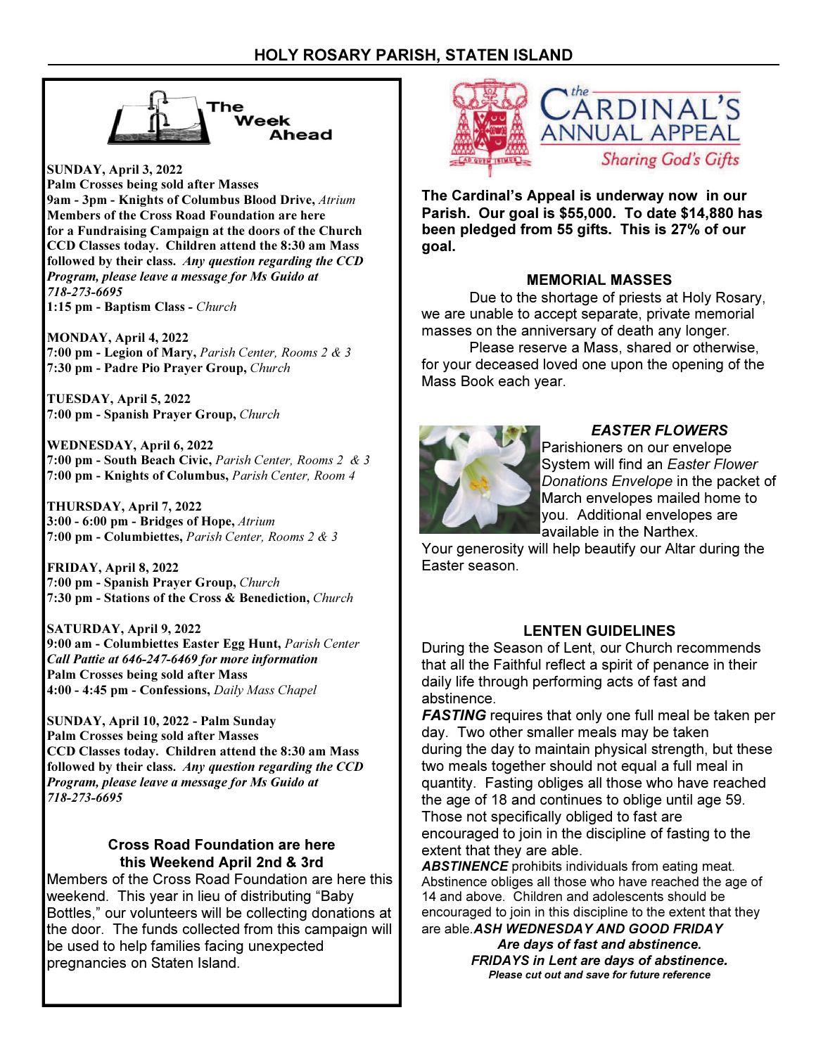## The Week Ahead

**SUNDAY, April 3, 2022**
**Palm Crosses being sold after Masses**
**9am - 3pm - Knights of Columbus Blood Drive,** *Atrium*
**Members of the Cross Road Foundation are here for a Fundraising Campaign at the doors of the Church**
**CCD Classes today. Children attend the 8:30 am Mass followed by their class.** ***Any question regarding the CCD Program, please leave a message for Ms Guido at 718-273-6695***
**1:15 pm - Baptism Class -** *Church*

**MONDAY, April 4, 2022**
**7:00 pm - Legion of Mary,** *Parish Center, Rooms 2 & 3*
**7:30 pm - Padre Pio Prayer Group,** *Church*

**TUESDAY, April 5, 2022**
**7:00 pm - Spanish Prayer Group,** *Church*

**WEDNESDAY, April 6, 2022**
**7:00 pm - South Beach Civic,** *Parish Center, Rooms 2 & 3*
**7:00 pm - Knights of Columbus,** *Parish Center, Room 4*

**THURSDAY, April 7, 2022**
**3:00 - 6:00 pm - Bridges of Hope,** *Atrium*
**7:00 pm - Columbiettes,** *Parish Center, Rooms 2 & 3*

**FRIDAY, April 8, 2022**
**7:00 pm - Spanish Prayer Group,** *Church*
**7:30 pm - Stations of the Cross & Benediction,** *Church*

**SATURDAY, April 9, 2022**
**9:00 am - Columbiettes Easter Egg Hunt,** *Parish Center*
***Call Pattie at 646-247-6469 for more information***
**Palm Crosses being sold after Masses**
**4:00 - 4:45 pm - Confessions,** *Daily Mass Chapel*

**SUNDAY, April 10, 2022 - Palm Sunday**
**Palm Crosses being sold after Masses**
**CCD Classes today. Children attend the 8:30 am Mass followed by their class.** ***Any question regarding the CCD Program, please leave a message for Ms Guido at 718-273-6695***

### Cross Road Foundation are here this Weekend April 2nd & 3rd

Members of the Cross Road Foundation are here this weekend. This year in lieu of distributing "Baby Bottles," our volunteers will be collecting donations at the door. The funds collected from this campaign will be used to help families facing unexpected pregnancies on Staten Island.

## The Cardinal's Annual Appeal
*Sharing God's Gifts*

**The Cardinal's Appeal is underway now in our Parish. Our goal is $55,000. To date $14,880 has been pledged from 55 gifts. This is 27% of our goal.**

### MEMORIAL MASSES

Due to the shortage of priests at Holy Rosary, we are unable to accept separate, private memorial masses on the anniversary of death any longer.

Please reserve a Mass, shared or otherwise, for your deceased loved one upon the opening of the Mass Book each year.

### *EASTER FLOWERS*

Parishioners on our envelope System will find an *Easter Flower Donations Envelope* in the packet of March envelopes mailed home to you. Additional envelopes are available in the Narthex.

Your generosity will help beautify our Altar during the Easter season.

### LENTEN GUIDELINES

During the Season of Lent, our Church recommends that all the Faithful reflect a spirit of penance in their daily life through performing acts of fast and abstinence.

***FASTING*** requires that only one full meal be taken per day. Two other smaller meals may be taken during the day to maintain physical strength, but these two meals together should not equal a full meal in quantity. Fasting obliges all those who have reached the age of 18 and continues to oblige until age 59. Those not specifically obliged to fast are encouraged to join in the discipline of fasting to the extent that they are able.

***ABSTINENCE*** prohibits individuals from eating meat. Abstinence obliges all those who have reached the age of 14 and above. Children and adolescents should be encouraged to join in this discipline to the extent that they are able. ***ASH WEDNESDAY AND GOOD FRIDAY Are days of fast and abstinence.***

***FRIDAYS in Lent are days of abstinence.***

***Please cut out and save for future reference***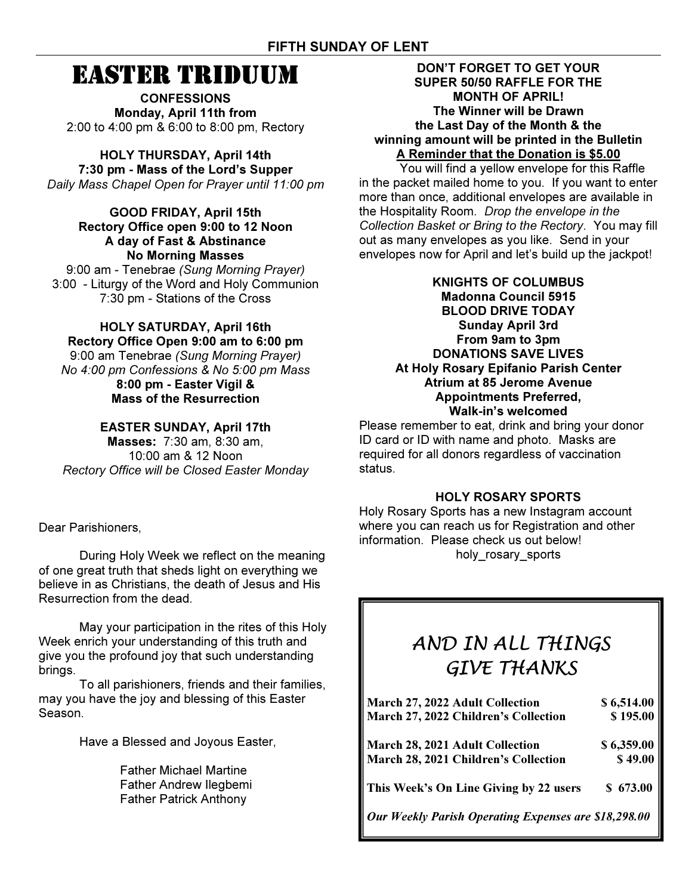FIFTH SUNDAY OF LENT

# EASTER TRIDUUM

**CONFESSIONS**
**Monday, April 11th from**
2:00 to 4:00 pm & 6:00 to 8:00 pm, Rectory

**HOLY THURSDAY, April 14th**
**7:30 pm - Mass of the Lord's Supper**
*Daily Mass Chapel Open for Prayer until 11:00 pm*

**GOOD FRIDAY, April 15th**
**Rectory Office open 9:00 to 12 Noon**
**A day of Fast & Abstinance**
**No Morning Masses**
9:00 am - Tenebrae *(Sung Morning Prayer)*
3:00 - Liturgy of the Word and Holy Communion
7:30 pm - Stations of the Cross

**HOLY SATURDAY, April 16th**
**Rectory Office Open 9:00 am to 6:00 pm**
9:00 am Tenebrae *(Sung Morning Prayer)*
*No 4:00 pm Confessions & No 5:00 pm Mass*
**8:00 pm - Easter Vigil &**
**Mass of the Resurrection**

**EASTER SUNDAY, April 17th**
**Masses:** 7:30 am, 8:30 am,
10:00 am & 12 Noon
*Rectory Office will be Closed Easter Monday*

Dear Parishioners,

During Holy Week we reflect on the meaning of one great truth that sheds light on everything we believe in as Christians, the death of Jesus and His Resurrection from the dead.

May your participation in the rites of this Holy Week enrich your understanding of this truth and give you the profound joy that such understanding brings.

To all parishioners, friends and their families, may you have the joy and blessing of this Easter Season.

Have a Blessed and Joyous Easter,

Father Michael Martine
Father Andrew Ilegbemi
Father Patrick Anthony

**DON'T FORGET TO GET YOUR SUPER 50/50 RAFFLE FOR THE MONTH OF APRIL!**
**The Winner will be Drawn the Last Day of the Month & the winning amount will be printed in the Bulletin**
**A Reminder that the Donation is $5.00**

You will find a yellow envelope for this Raffle in the packet mailed home to you. If you want to enter more than once, additional envelopes are available in the Hospitality Room. *Drop the envelope in the Collection Basket or Bring to the Rectory*. You may fill out as many envelopes as you like. Send in your envelopes now for April and let's build up the jackpot!

**KNIGHTS OF COLUMBUS**
**Madonna Council 5915**
**BLOOD DRIVE TODAY**
**Sunday April 3rd**
**From 9am to 3pm**
**DONATIONS SAVE LIVES**
**At Holy Rosary Epifanio Parish Center**
**Atrium at 85 Jerome Avenue**
**Appointments Preferred,**
**Walk-in's welcomed**

Please remember to eat, drink and bring your donor ID card or ID with name and photo. Masks are required for all donors regardless of vaccination status.

**HOLY ROSARY SPORTS**
Holy Rosary Sports has a new Instagram account where you can reach us for Registration and other information. Please check us out below!
holy_rosary_sports

## *AND IN ALL THINGS GIVE THANKS*

| | |
|---|---|
| **March 27, 2022 Adult Collection** | **$ 6,514.00** |
| **March 27, 2022 Children's Collection** | **$ 195.00** |
| **March 28, 2021 Adult Collection** | **$ 6,359.00** |
| **March 28, 2021 Children's Collection** | **$ 49.00** |
| **This Week's On Line Giving by 22 users** | **$ 673.00** |

***Our Weekly Parish Operating Expenses are $18,298.00***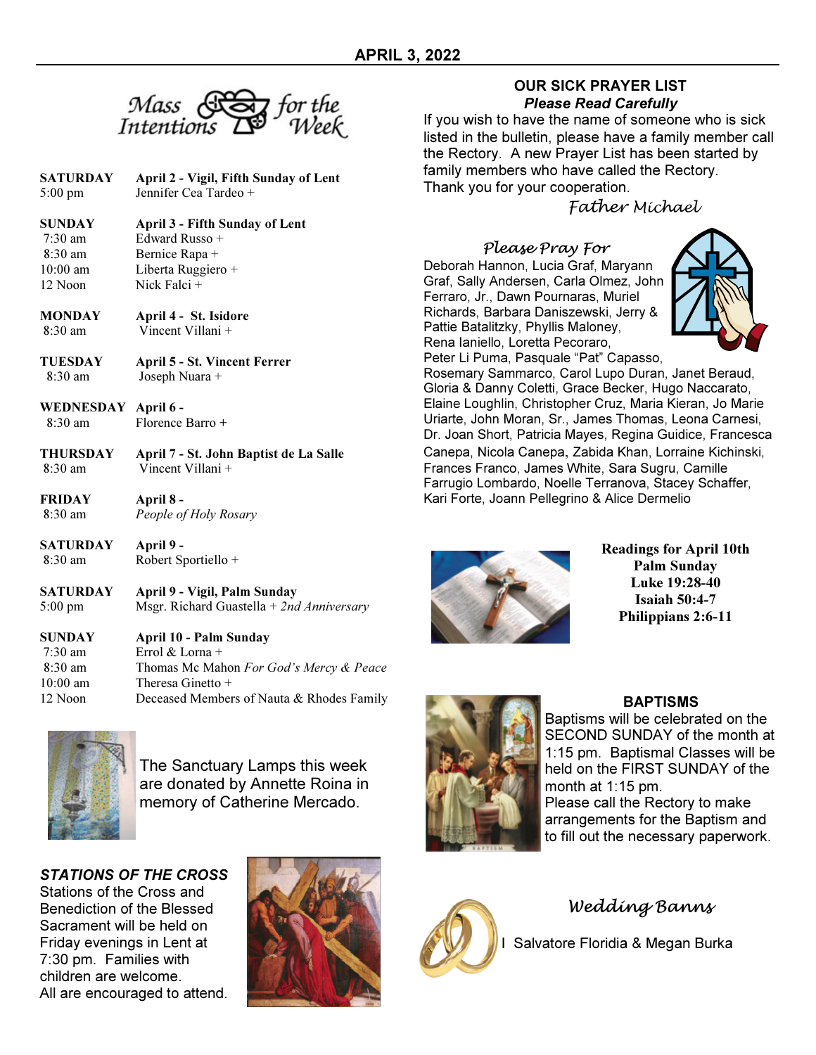APRIL 3, 2022

# Mass Intentions for the Week

| | |
|---|---|
| **SATURDAY** 5:00 pm | **April 2 - Vigil, Fifth Sunday of Lent** Jennifer Cea Tardeo + |
| **SUNDAY** | **April 3 - Fifth Sunday of Lent** |
| 7:30 am | Edward Russo + |
| 8:30 am | Bernice Rapa + |
| 10:00 am | Liberta Ruggiero + |
| 12 Noon | Nick Falci + |
| **MONDAY** 8:30 am | **April 4 - St. Isidore** Vincent Villani + |
| **TUESDAY** 8:30 am | **April 5 - St. Vincent Ferrer** Joseph Nuara + |
| **WEDNESDAY** 8:30 am | **April 6 -** Florence Barro + |
| **THURSDAY** 8:30 am | **April 7 - St. John Baptist de La Salle** Vincent Villani + |
| **FRIDAY** 8:30 am | **April 8 -** *People of Holy Rosary* |
| **SATURDAY** 8:30 am | **April 9 -** Robert Sportiello + |
| **SATURDAY** 5:00 pm | **April 9 - Vigil, Palm Sunday** Msgr. Richard Guastella + *2nd Anniversary* |
| **SUNDAY** | **April 10 - Palm Sunday** |
| 7:30 am | Errol & Lorna + |
| 8:30 am | Thomas Mc Mahon *For God's Mercy & Peace* |
| 10:00 am | Theresa Ginetto + |
| 12 Noon | Deceased Members of Nauta & Rhodes Family |

The Sanctuary Lamps this week are donated by Annette Roina in memory of Catherine Mercado.

***STATIONS OF THE CROSS***

Stations of the Cross and Benediction of the Blessed Sacrament will be held on Friday evenings in Lent at 7:30 pm. Families with children are welcome. All are encouraged to attend.

## OUR SICK PRAYER LIST

***Please Read Carefully***

If you wish to have the name of someone who is sick listed in the bulletin, please have a family member call the Rectory. A new Prayer List has been started by family members who have called the Rectory. Thank you for your cooperation.

*Father Michael*

### *Please Pray For*

Deborah Hannon, Lucia Graf, Maryann Graf, Sally Andersen, Carla Olmez, John Ferraro, Jr., Dawn Pournaras, Muriel Richards, Barbara Daniszewski, Jerry & Pattie Batalitzky, Phyllis Maloney, Rena Ianiello, Loretta Pecoraro, Peter Li Puma, Pasquale "Pat" Capasso, Rosemary Sammarco, Carol Lupo Duran, Janet Beraud, Gloria & Danny Coletti, Grace Becker, Hugo Naccarato, Elaine Loughlin, Christopher Cruz, Maria Kieran, Jo Marie Uriarte, John Moran, Sr., James Thomas, Leona Carnesi, Dr. Joan Short, Patricia Mayes, Regina Guidice, Francesca Canepa, Nicola Canepa, Zabida Khan, Lorraine Kichinski, Frances Franco, James White, Sara Sugru, Camille Farrugio Lombardo, Noelle Terranova, Stacey Schaffer, Kari Forte, Joann Pellegrino & Alice Dermelio

**Readings for April 10th**
**Palm Sunday**
**Luke 19:28-40**
**Isaiah 50:4-7**
**Philippians 2:6-11**

## BAPTISMS

Baptisms will be celebrated on the SECOND SUNDAY of the month at 1:15 pm. Baptismal Classes will be held on the FIRST SUNDAY of the month at 1:15 pm.
Please call the Rectory to make arrangements for the Baptism and to fill out the necessary paperwork.

## *Wedding Banns*

I Salvatore Floridia & Megan Burka